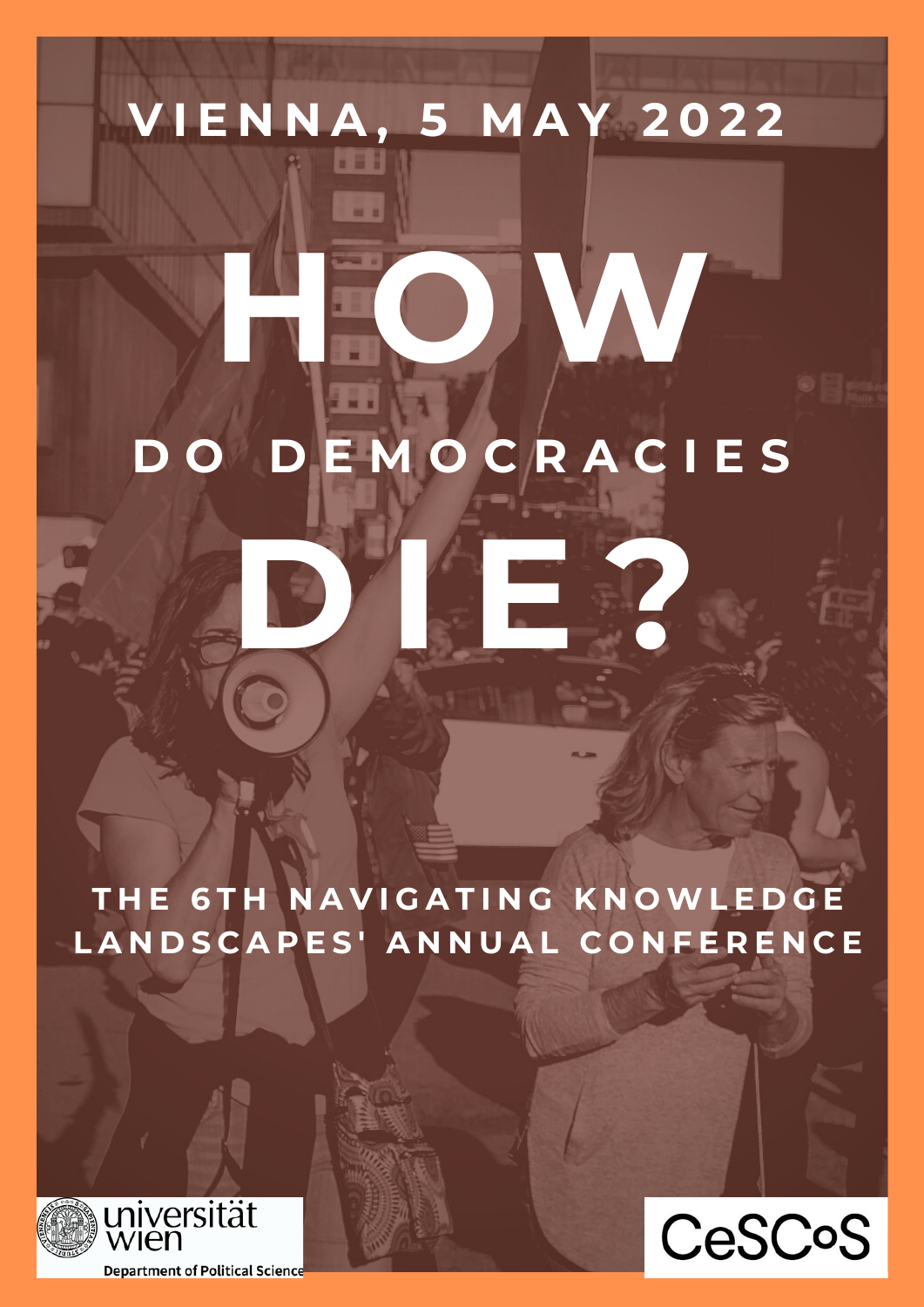VIENNA, 5 MAY 2022

# HOW

## DO DEMOCRACIES

# DIE?

THE 6TH NAVIGATING KNOWLEDGE LANDSCAPES' ANNUAL CONFERENCE

universität wien

Department of Political Science

CeSCoS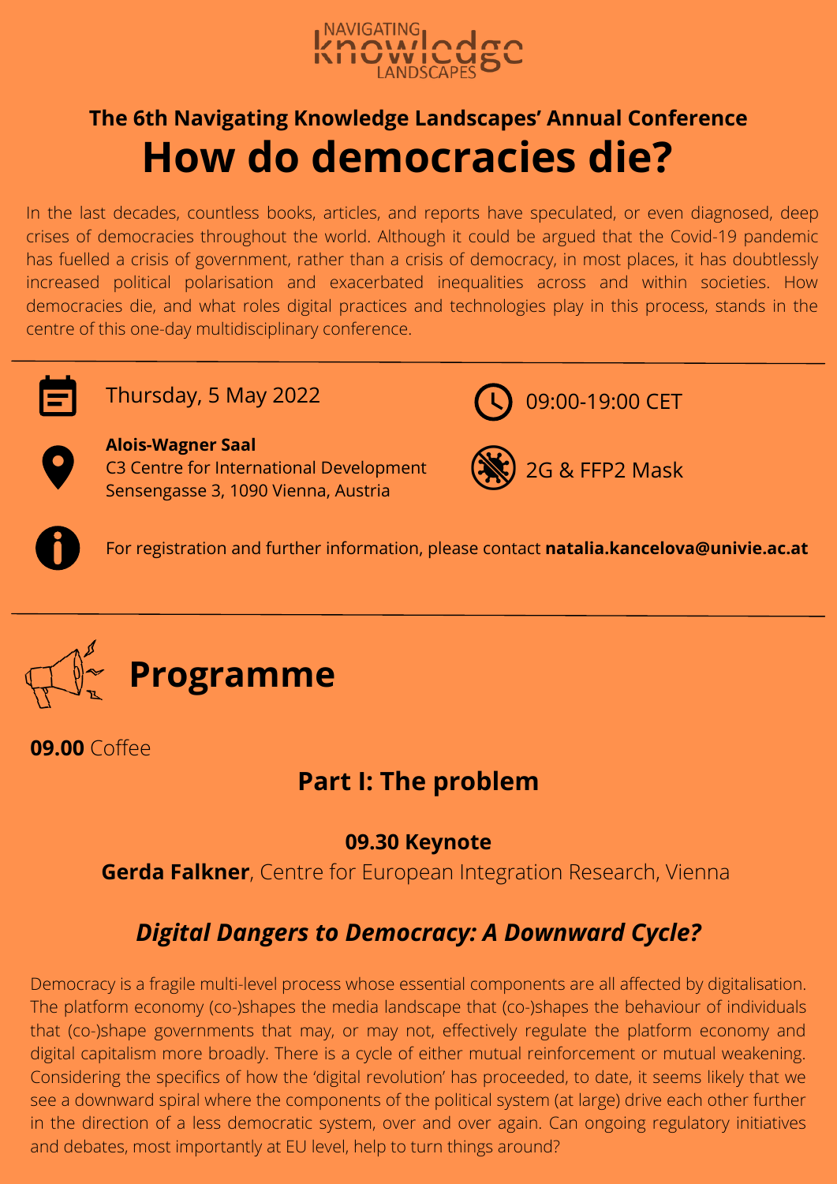NAVIGATING knowledge LANDSCAPES

### The 6th Navigating Knowledge Landscapes' Annual Conference

# How do democracies die?

In the last decades, countless books, articles, and reports have speculated, or even diagnosed, deep crises of democracies throughout the world. Although it could be argued that the Covid-19 pandemic has fuelled a crisis of government, rather than a crisis of democracy, in most places, it has doubtlessly increased political polarisation and exacerbated inequalities across and within societies. How democracies die, and what roles digital practices and technologies play in this process, stands in the centre of this one-day multidisciplinary conference.

---

Thursday, 5 May 2022

09:00-19:00 CET

**Alois-Wagner Saal**
C3 Centre for International Development
Sensengasse 3, 1090 Vienna, Austria

2G & FFP2 Mask

For registration and further information, please contact **natalia.kancelova@univie.ac.at**

---

# Programme

**09.00** Coffee

## Part I: The problem

**09.30 Keynote**

**Gerda Falkner**, Centre for European Integration Research, Vienna

### *Digital Dangers to Democracy: A Downward Cycle?*

Democracy is a fragile multi-level process whose essential components are all affected by digitalisation. The platform economy (co-)shapes the media landscape that (co-)shapes the behaviour of individuals that (co-)shape governments that may, or may not, effectively regulate the platform economy and digital capitalism more broadly. There is a cycle of either mutual reinforcement or mutual weakening. Considering the specifics of how the 'digital revolution' has proceeded, to date, it seems likely that we see a downward spiral where the components of the political system (at large) drive each other further in the direction of a less democratic system, over and over again. Can ongoing regulatory initiatives and debates, most importantly at EU level, help to turn things around?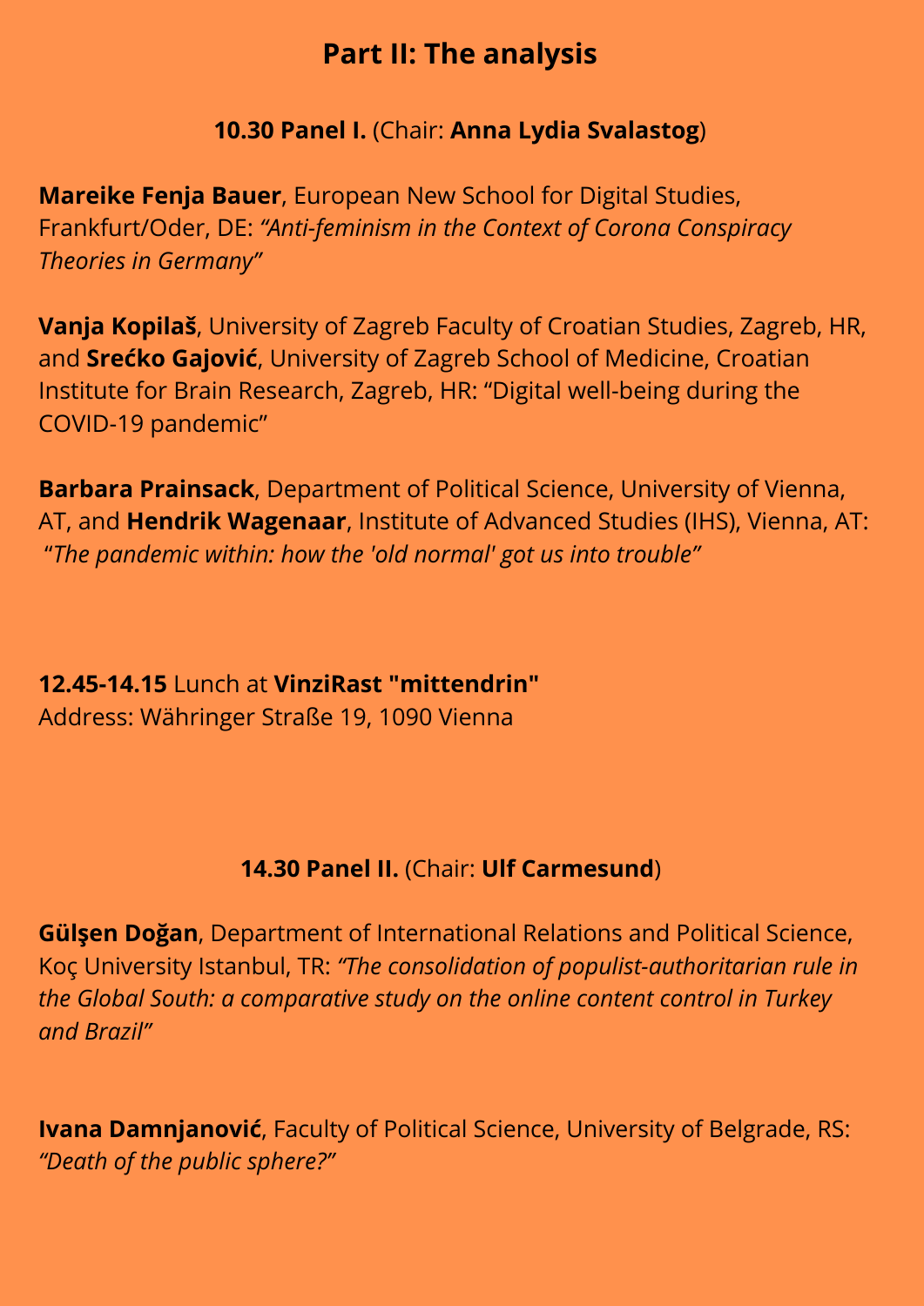# Part II: The analysis

**10.30 Panel I.** (Chair: **Anna Lydia Svalastog**)

**Mareike Fenja Bauer**, European New School for Digital Studies, Frankfurt/Oder, DE: *"Anti-feminism in the Context of Corona Conspiracy Theories in Germany"*

**Vanja Kopilaš**, University of Zagreb Faculty of Croatian Studies, Zagreb, HR, and **Srećko Gajović**, University of Zagreb School of Medicine, Croatian Institute for Brain Research, Zagreb, HR: "Digital well-being during the COVID-19 pandemic"

**Barbara Prainsack**, Department of Political Science, University of Vienna, AT, and **Hendrik Wagenaar**, Institute of Advanced Studies (IHS), Vienna, AT: "*The pandemic within: how the 'old normal' got us into trouble"*

**12.45-14.15** Lunch at **VinziRast "mittendrin"**
Address: Währinger Straße 19, 1090 Vienna

**14.30 Panel II.** (Chair: **Ulf Carmesund**)

**Gülşen Doğan**, Department of International Relations and Political Science, Koç University Istanbul, TR: *"The consolidation of populist-authoritarian rule in the Global South: a comparative study on the online content control in Turkey and Brazil"*

**Ivana Damnjanović**, Faculty of Political Science, University of Belgrade, RS: *"Death of the public sphere?"*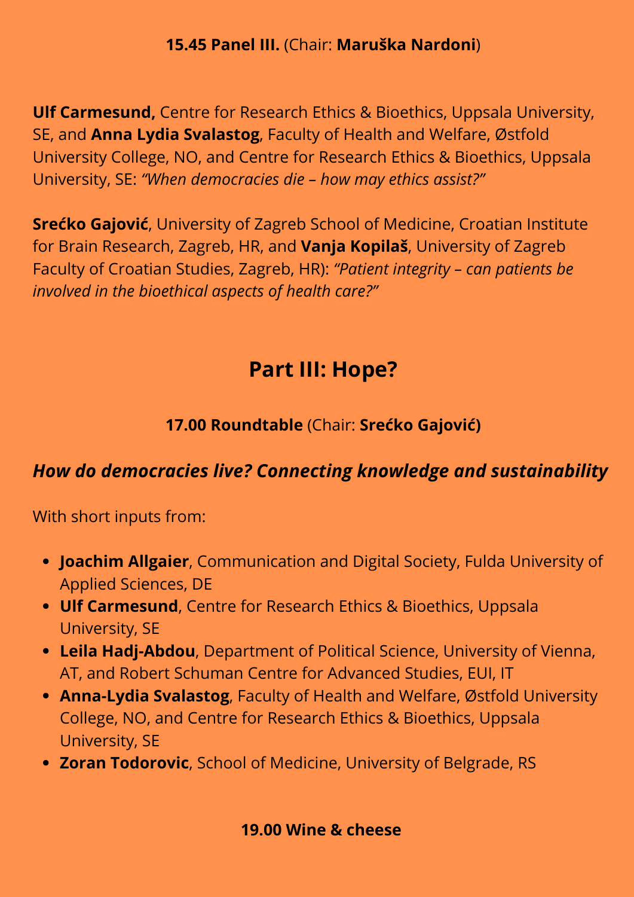**15.45 Panel III.** (Chair: **Maruška Nardoni**)

**Ulf Carmesund,** Centre for Research Ethics & Bioethics, Uppsala University, SE, and **Anna Lydia Svalastog**, Faculty of Health and Welfare, Østfold University College, NO, and Centre for Research Ethics & Bioethics, Uppsala University, SE: *"When democracies die – how may ethics assist?"*

**Srećko Gajović**, University of Zagreb School of Medicine, Croatian Institute for Brain Research, Zagreb, HR, and **Vanja Kopilaš**, University of Zagreb Faculty of Croatian Studies, Zagreb, HR): *"Patient integrity – can patients be involved in the bioethical aspects of health care?"*

## Part III: Hope?

**17.00 Roundtable** (Chair: **Srećko Gajović)**

### *How do democracies live? Connecting knowledge and sustainability*

With short inputs from:

- **Joachim Allgaier**, Communication and Digital Society, Fulda University of Applied Sciences, DE
- **Ulf Carmesund**, Centre for Research Ethics & Bioethics, Uppsala University, SE
- **Leila Hadj-Abdou**, Department of Political Science, University of Vienna, AT, and Robert Schuman Centre for Advanced Studies, EUI, IT
- **Anna-Lydia Svalastog**, Faculty of Health and Welfare, Østfold University College, NO, and Centre for Research Ethics & Bioethics, Uppsala University, SE
- **Zoran Todorovic**, School of Medicine, University of Belgrade, RS

**19.00 Wine & cheese**